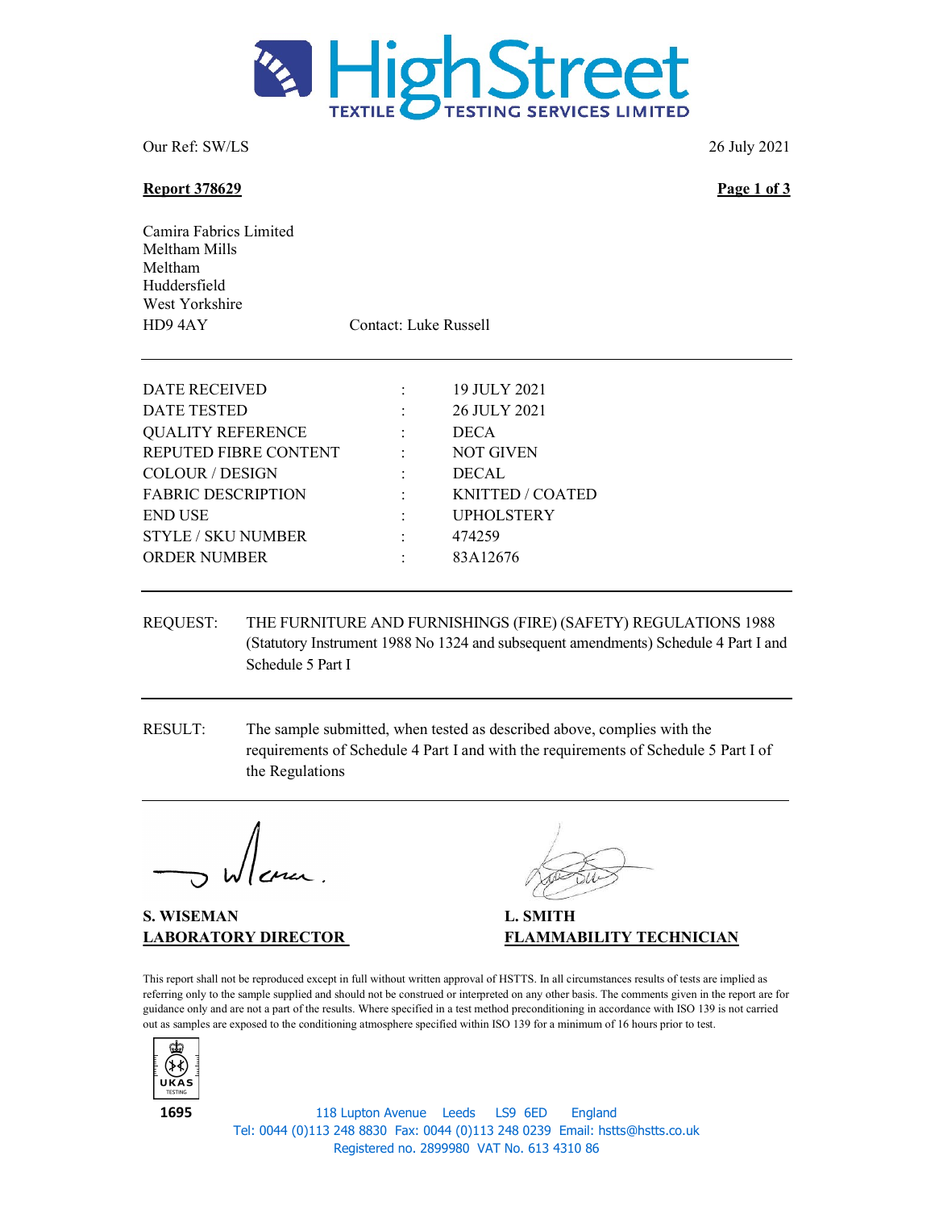Our Ref: SW/LS

26 July 2021

**Report 378629**

Camira Fabrics Limited
Meltham Mills
Meltham
Huddersfield
West Yorkshire
HD9 4AY

Contact: Luke Russell

| | | |
|---|---|---|
| DATE RECEIVED | : | 19 JULY 2021 |
| DATE TESTED | : | 26 JULY 2021 |
| QUALITY REFERENCE | : | DECA |
| REPUTED FIBRE CONTENT | : | NOT GIVEN |
| COLOUR / DESIGN | : | DECAL |
| FABRIC DESCRIPTION | : | KNITTED / COATED |
| END USE | : | UPHOLSTERY |
| STYLE / SKU NUMBER | : | 474259 |
| ORDER NUMBER | : | 83A12676 |

REQUEST: THE FURNITURE AND FURNISHINGS (FIRE) (SAFETY) REGULATIONS 1988 (Statutory Instrument 1988 No 1324 and subsequent amendments) Schedule 4 Part I and Schedule 5 Part I

RESULT: The sample submitted, when tested as described above, complies with the requirements of Schedule 4 Part I and with the requirements of Schedule 5 Part I of the Regulations

**S. WISEMAN**
**LABORATORY DIRECTOR**

**L. SMITH**
**FLAMMABILITY TECHNICIAN**

This report shall not be reproduced except in full without written approval of HSTTS. In all circumstances results of tests are implied as referring only to the sample supplied and should not be construed or interpreted on any other basis. The comments given in the report are for guidance only and are not a part of the results. Where specified in a test method preconditioning in accordance with ISO 139 is not carried out as samples are exposed to the conditioning atmosphere specified within ISO 139 for a minimum of 16 hours prior to test.

UKAS TESTING 1695

118 Lupton Avenue Leeds LS9 6ED England
Tel: 0044 (0)113 248 8830 Fax: 0044 (0)113 248 0239 Email: hstts@hstts.co.uk
Registered no. 2899980 VAT No. 613 4310 86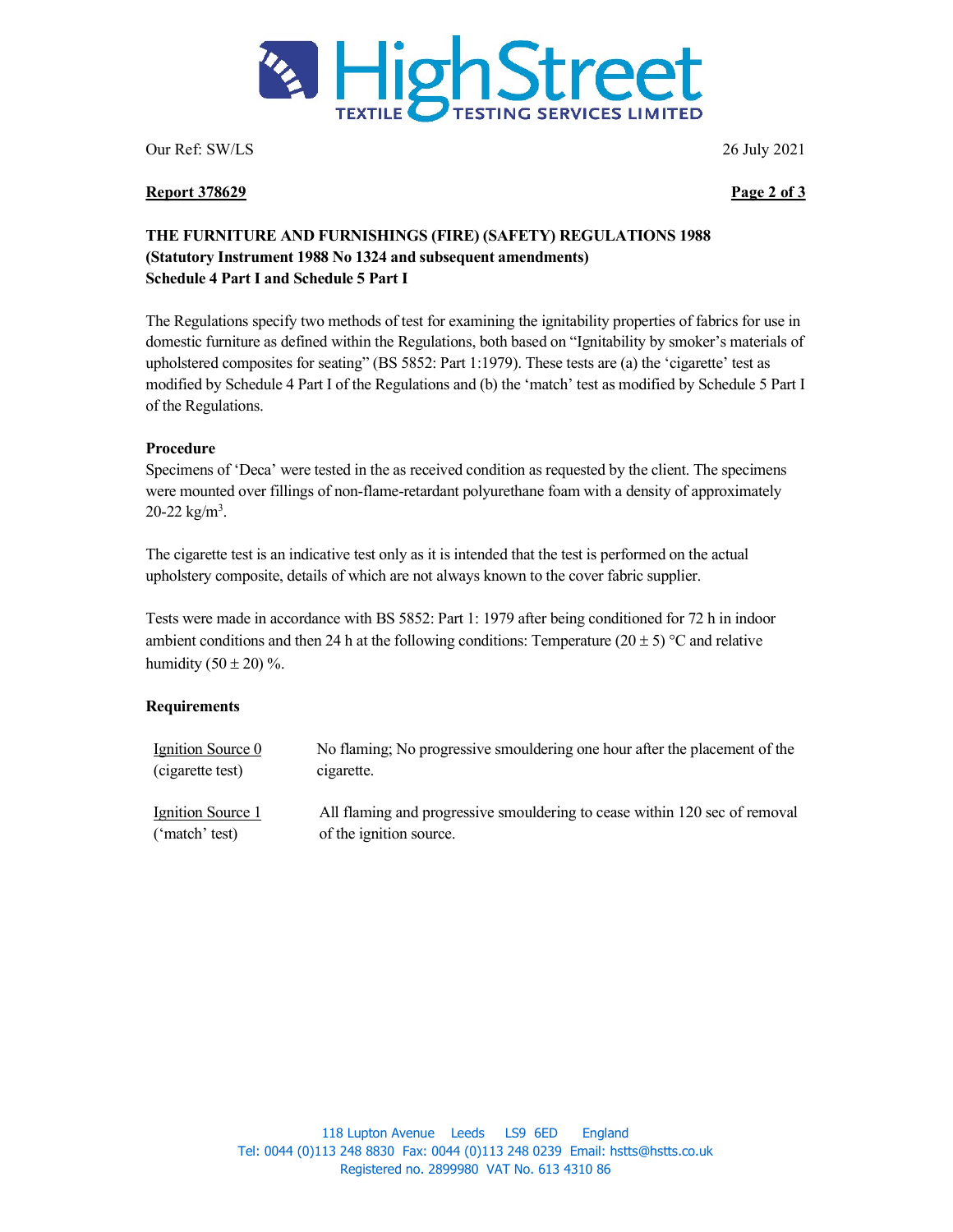Our Ref: SW/LS 26 July 2021

**Report 378629**

**THE FURNITURE AND FURNISHINGS (FIRE) (SAFETY) REGULATIONS 1988**
**(Statutory Instrument 1988 No 1324 and subsequent amendments)**
**Schedule 4 Part I and Schedule 5 Part I**

The Regulations specify two methods of test for examining the ignitability properties of fabrics for use in domestic furniture as defined within the Regulations, both based on "Ignitability by smoker's materials of upholstered composites for seating" (BS 5852: Part 1:1979). These tests are (a) the 'cigarette' test as modified by Schedule 4 Part I of the Regulations and (b) the 'match' test as modified by Schedule 5 Part I of the Regulations.

**Procedure**

Specimens of 'Deca' were tested in the as received condition as requested by the client. The specimens were mounted over fillings of non-flame-retardant polyurethane foam with a density of approximately 20-22 kg/m$^3$.

The cigarette test is an indicative test only as it is intended that the test is performed on the actual upholstery composite, details of which are not always known to the cover fabric supplier.

Tests were made in accordance with BS 5852: Part 1: 1979 after being conditioned for 72 h in indoor ambient conditions and then 24 h at the following conditions: Temperature (20 ± 5) °C and relative humidity (50 ± 20) %.

**Requirements**

| | |
|---|---|
| Ignition Source 0 (cigarette test) | No flaming; No progressive smouldering one hour after the placement of the cigarette. |
| Ignition Source 1 ('match' test) | All flaming and progressive smouldering to cease within 120 sec of removal of the ignition source. |

118 Lupton Avenue Leeds LS9 6ED England
Tel: 0044 (0)113 248 8830 Fax: 0044 (0)113 248 0239 Email: hstts@hstts.co.uk
Registered no. 2899980 VAT No. 613 4310 86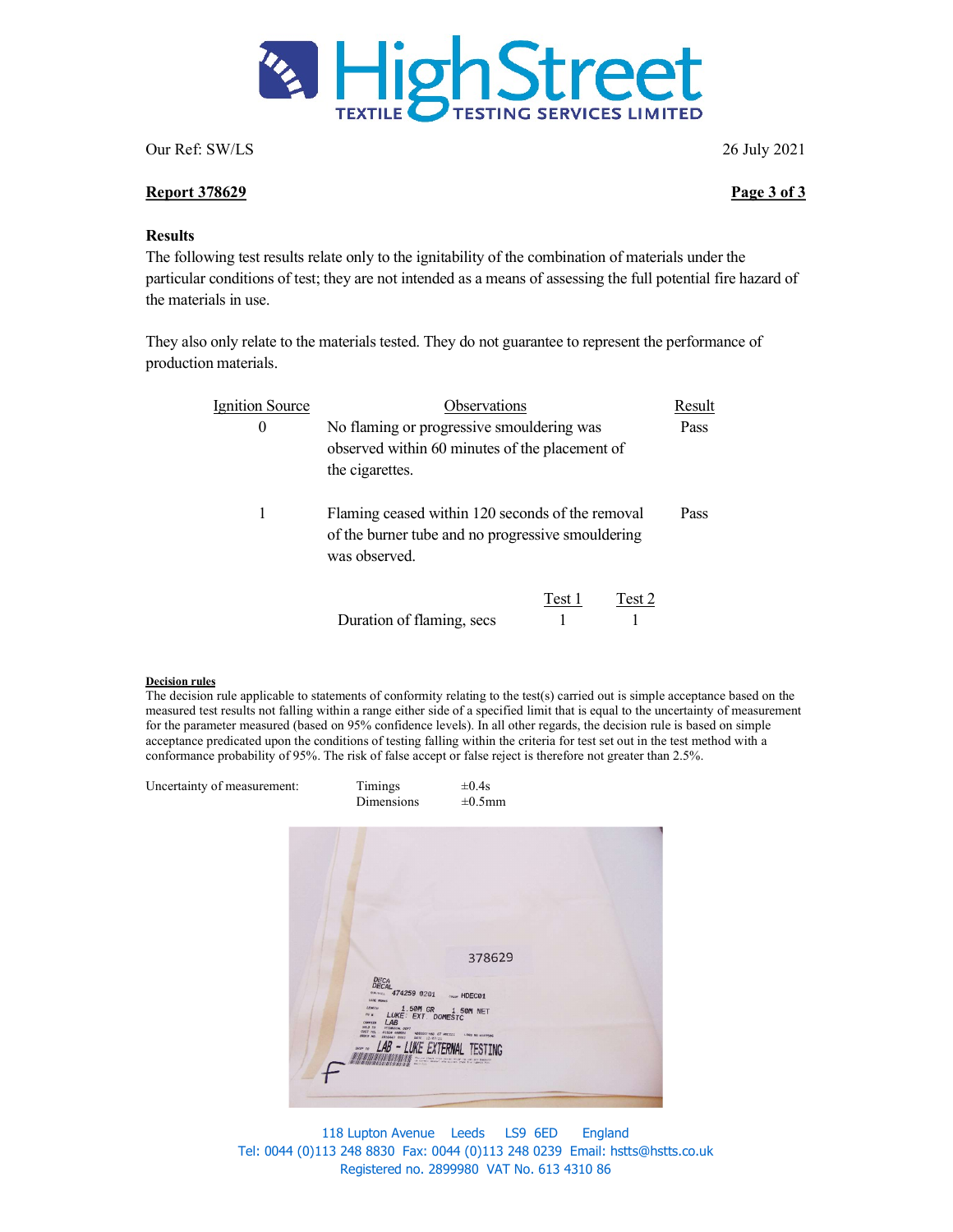Our Ref: SW/LS

26 July 2021

**Report 378629**

### Results

The following test results relate only to the ignitability of the combination of materials under the particular conditions of test; they are not intended as a means of assessing the full potential fire hazard of the materials in use.

They also only relate to the materials tested. They do not guarantee to represent the performance of production materials.

| Ignition Source | Observations | Result |
| --- | --- | --- |
| 0 | No flaming or progressive smouldering was observed within 60 minutes of the placement of the cigarettes. | Pass |
| 1 | Flaming ceased within 120 seconds of the removal of the burner tube and no progressive smouldering was observed. | Pass |

| | Test 1 | Test 2 |
| --- | --- | --- |
| Duration of flaming, secs | 1 | 1 |

**Decision rules**

The decision rule applicable to statements of conformity relating to the test(s) carried out is simple acceptance based on the measured test results not falling within a range either side of a specified limit that is equal to the uncertainty of measurement for the parameter measured (based on 95% confidence levels). In all other regards, the decision rule is based on simple acceptance predicated upon the conditions of testing falling within the criteria for test set out in the test method with a conformance probability of 95%. The risk of false accept or false reject is therefore not greater than 2.5%.

| Uncertainty of measurement: | | |
| --- | --- | --- |
| | Timings | ±0.4s |
| | Dimensions | ±0.5mm |

118 Lupton Avenue Leeds LS9 6ED England
Tel: 0044 (0)113 248 8830 Fax: 0044 (0)113 248 0239 Email: hstts@hstts.co.uk
Registered no. 2899980 VAT No. 613 4310 86